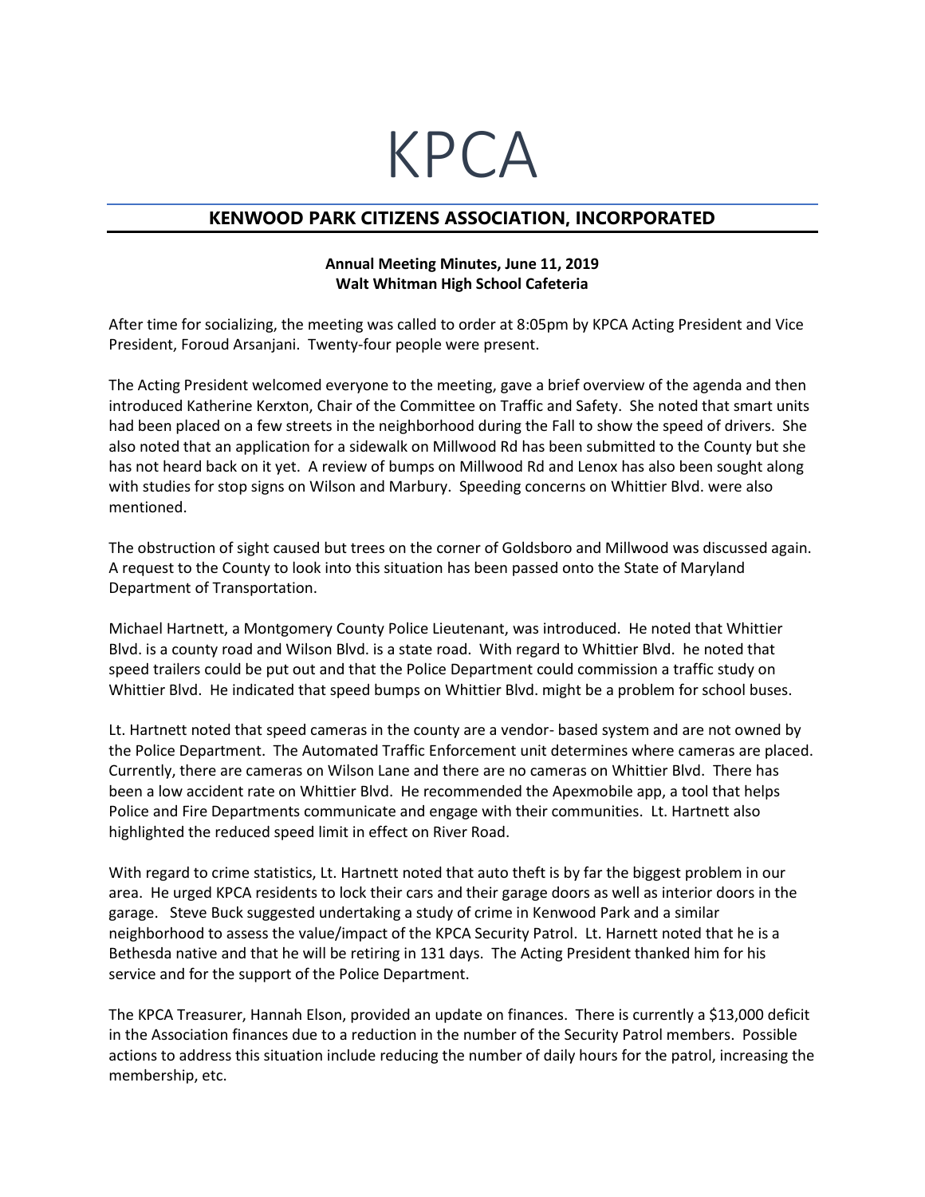# KPCA

## KENWOOD PARK CITIZENS ASSOCIATION, INCORPORATED

**Annual Meeting Minutes, June 11, 2019**
**Walt Whitman High School Cafeteria**

After time for socializing, the meeting was called to order at 8:05pm by KPCA Acting President and Vice President, Foroud Arsanjani. Twenty-four people were present.

The Acting President welcomed everyone to the meeting, gave a brief overview of the agenda and then introduced Katherine Kerxton, Chair of the Committee on Traffic and Safety. She noted that smart units had been placed on a few streets in the neighborhood during the Fall to show the speed of drivers. She also noted that an application for a sidewalk on Millwood Rd has been submitted to the County but she has not heard back on it yet. A review of bumps on Millwood Rd and Lenox has also been sought along with studies for stop signs on Wilson and Marbury. Speeding concerns on Whittier Blvd. were also mentioned.

The obstruction of sight caused but trees on the corner of Goldsboro and Millwood was discussed again. A request to the County to look into this situation has been passed onto the State of Maryland Department of Transportation.

Michael Hartnett, a Montgomery County Police Lieutenant, was introduced. He noted that Whittier Blvd. is a county road and Wilson Blvd. is a state road. With regard to Whittier Blvd. he noted that speed trailers could be put out and that the Police Department could commission a traffic study on Whittier Blvd. He indicated that speed bumps on Whittier Blvd. might be a problem for school buses.

Lt. Hartnett noted that speed cameras in the county are a vendor- based system and are not owned by the Police Department. The Automated Traffic Enforcement unit determines where cameras are placed. Currently, there are cameras on Wilson Lane and there are no cameras on Whittier Blvd. There has been a low accident rate on Whittier Blvd. He recommended the Apexmobile app, a tool that helps Police and Fire Departments communicate and engage with their communities. Lt. Hartnett also highlighted the reduced speed limit in effect on River Road.

With regard to crime statistics, Lt. Hartnett noted that auto theft is by far the biggest problem in our area. He urged KPCA residents to lock their cars and their garage doors as well as interior doors in the garage. Steve Buck suggested undertaking a study of crime in Kenwood Park and a similar neighborhood to assess the value/impact of the KPCA Security Patrol. Lt. Harnett noted that he is a Bethesda native and that he will be retiring in 131 days. The Acting President thanked him for his service and for the support of the Police Department.

The KPCA Treasurer, Hannah Elson, provided an update on finances. There is currently a $13,000 deficit in the Association finances due to a reduction in the number of the Security Patrol members. Possible actions to address this situation include reducing the number of daily hours for the patrol, increasing the membership, etc.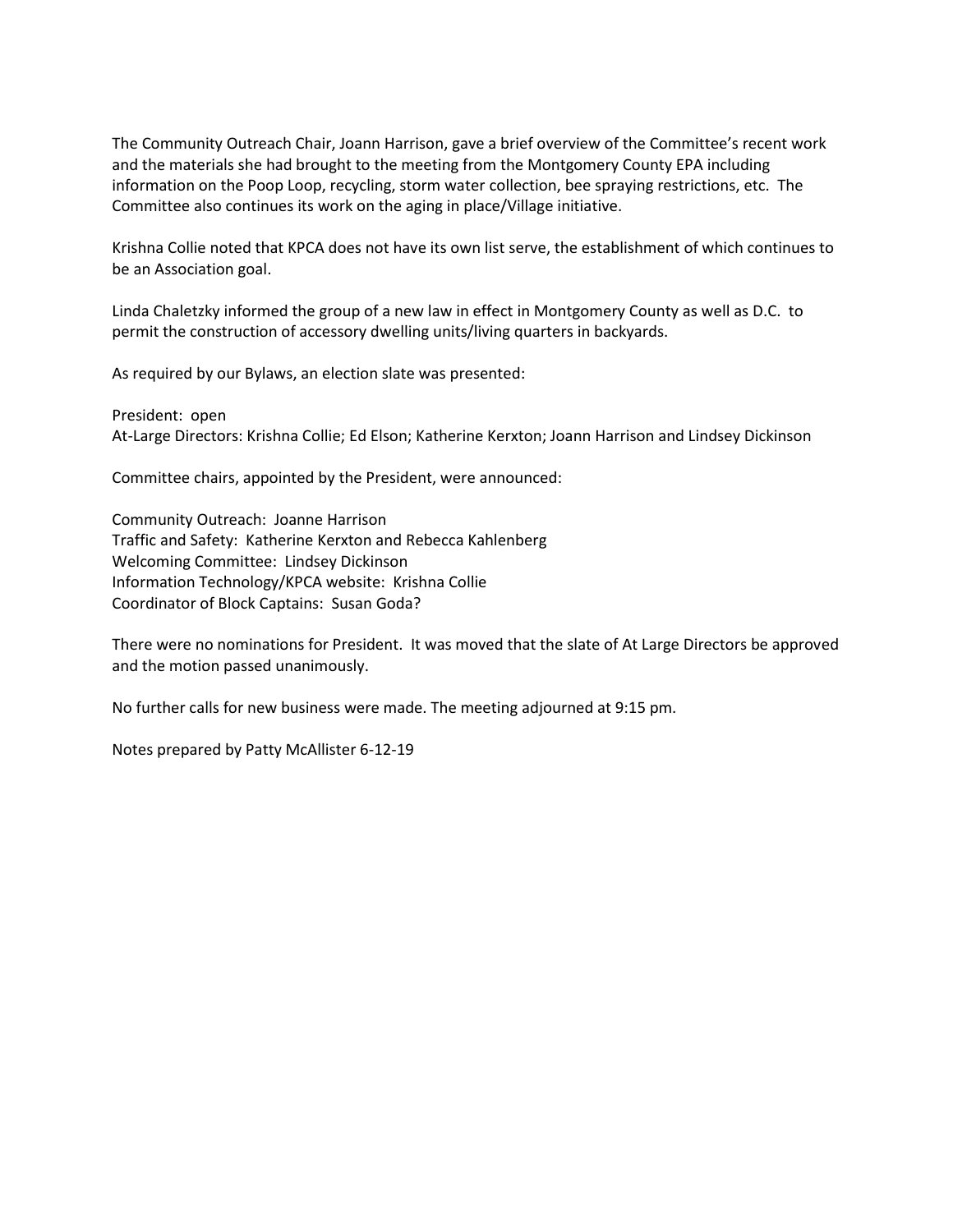The Community Outreach Chair, Joann Harrison, gave a brief overview of the Committee's recent work and the materials she had brought to the meeting from the Montgomery County EPA including information on the Poop Loop, recycling, storm water collection, bee spraying restrictions, etc. The Committee also continues its work on the aging in place/Village initiative.

Krishna Collie noted that KPCA does not have its own list serve, the establishment of which continues to be an Association goal.

Linda Chaletzky informed the group of a new law in effect in Montgomery County as well as D.C. to permit the construction of accessory dwelling units/living quarters in backyards.

As required by our Bylaws, an election slate was presented:

President: open
At-Large Directors: Krishna Collie; Ed Elson; Katherine Kerxton; Joann Harrison and Lindsey Dickinson

Committee chairs, appointed by the President, were announced:

Community Outreach: Joanne Harrison
Traffic and Safety: Katherine Kerxton and Rebecca Kahlenberg
Welcoming Committee: Lindsey Dickinson
Information Technology/KPCA website: Krishna Collie
Coordinator of Block Captains: Susan Goda?

There were no nominations for President. It was moved that the slate of At Large Directors be approved and the motion passed unanimously.

No further calls for new business were made. The meeting adjourned at 9:15 pm.

Notes prepared by Patty McAllister 6-12-19